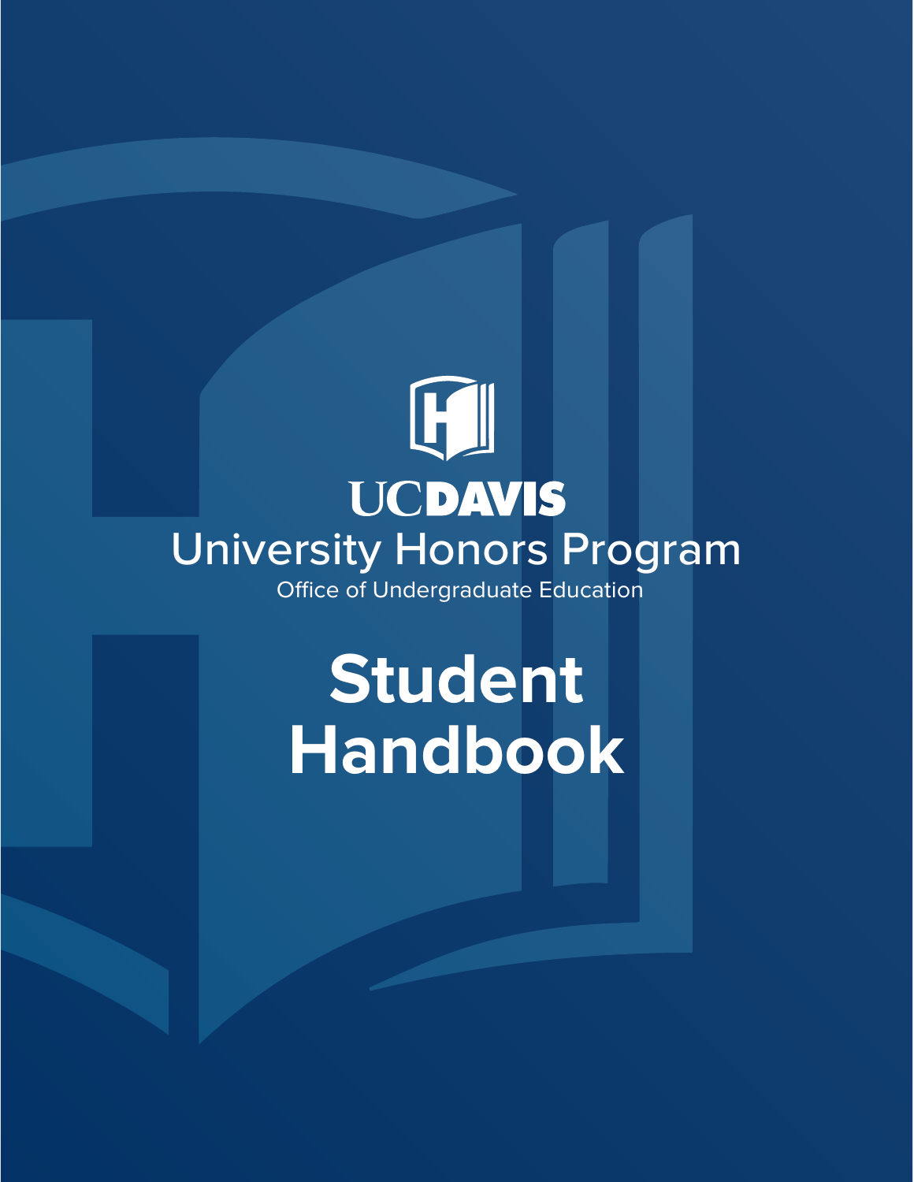UCDAVIS

University Honors Program

Office of Undergraduate Education

# Student Handbook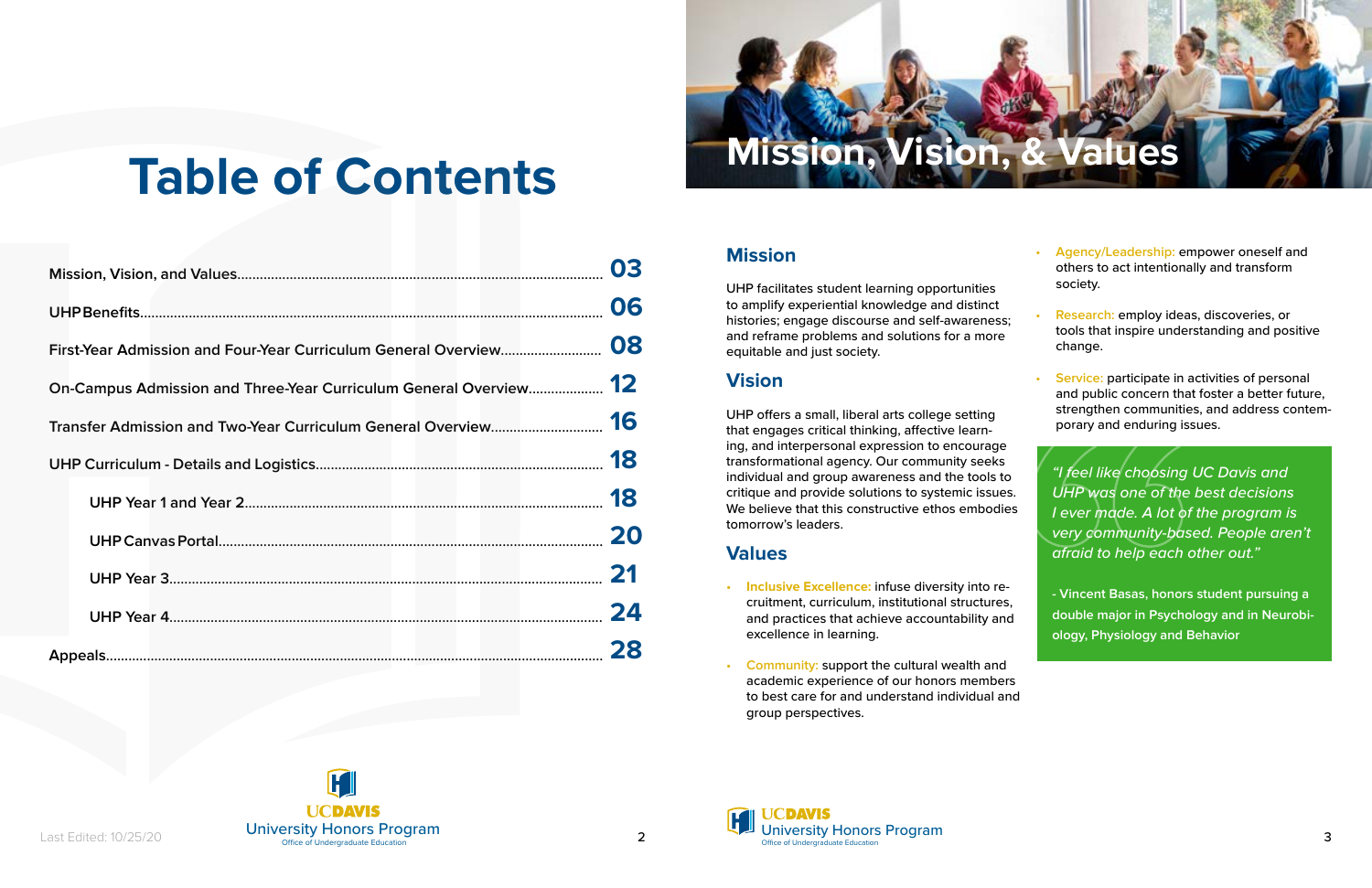# Table of Contents

| Section | Page |
| --- | --- |
| Mission, Vision, and Values | 03 |
| UHP Benefits | 06 |
| First-Year Admission and Four-Year Curriculum General Overview | 08 |
| On-Campus Admission and Three-Year Curriculum General Overview | 12 |
| Transfer Admission and Two-Year Curriculum General Overview | 16 |
| UHP Curriculum - Details and Logistics | 18 |
| UHP Year 1 and Year 2 | 18 |
| UHP Canvas Portal | 20 |
| UHP Year 3 | 21 |
| UHP Year 4 | 24 |
| Appeals | 28 |

Last Edited: 10/25/20

# Mission, Vision, & Values

## Mission

UHP facilitates student learning opportunities to amplify experiential knowledge and distinct histories; engage discourse and self-awareness; and reframe problems and solutions for a more equitable and just society.

## Vision

UHP offers a small, liberal arts college setting that engages critical thinking, affective learning, and interpersonal expression to encourage transformational agency. Our community seeks individual and group awareness and the tools to critique and provide solutions to systemic issues. We believe that this constructive ethos embodies tomorrow's leaders.

## Values

- **Inclusive Excellence:** infuse diversity into recruitment, curriculum, institutional structures, and practices that achieve accountability and excellence in learning.
- **Community:** support the cultural wealth and academic experience of our honors members to best care for and understand individual and group perspectives.
- **Agency/Leadership:** empower oneself and others to act intentionally and transform society.
- **Research:** employ ideas, discoveries, or tools that inspire understanding and positive change.
- **Service:** participate in activities of personal and public concern that foster a better future, strengthen communities, and address contemporary and enduring issues.

*"I feel like choosing UC Davis and UHP was one of the best decisions I ever made. A lot of the program is very community-based. People aren't afraid to help each other out."*

**- Vincent Basas, honors student pursuing a double major in Psychology and in Neurobiology, Physiology and Behavior**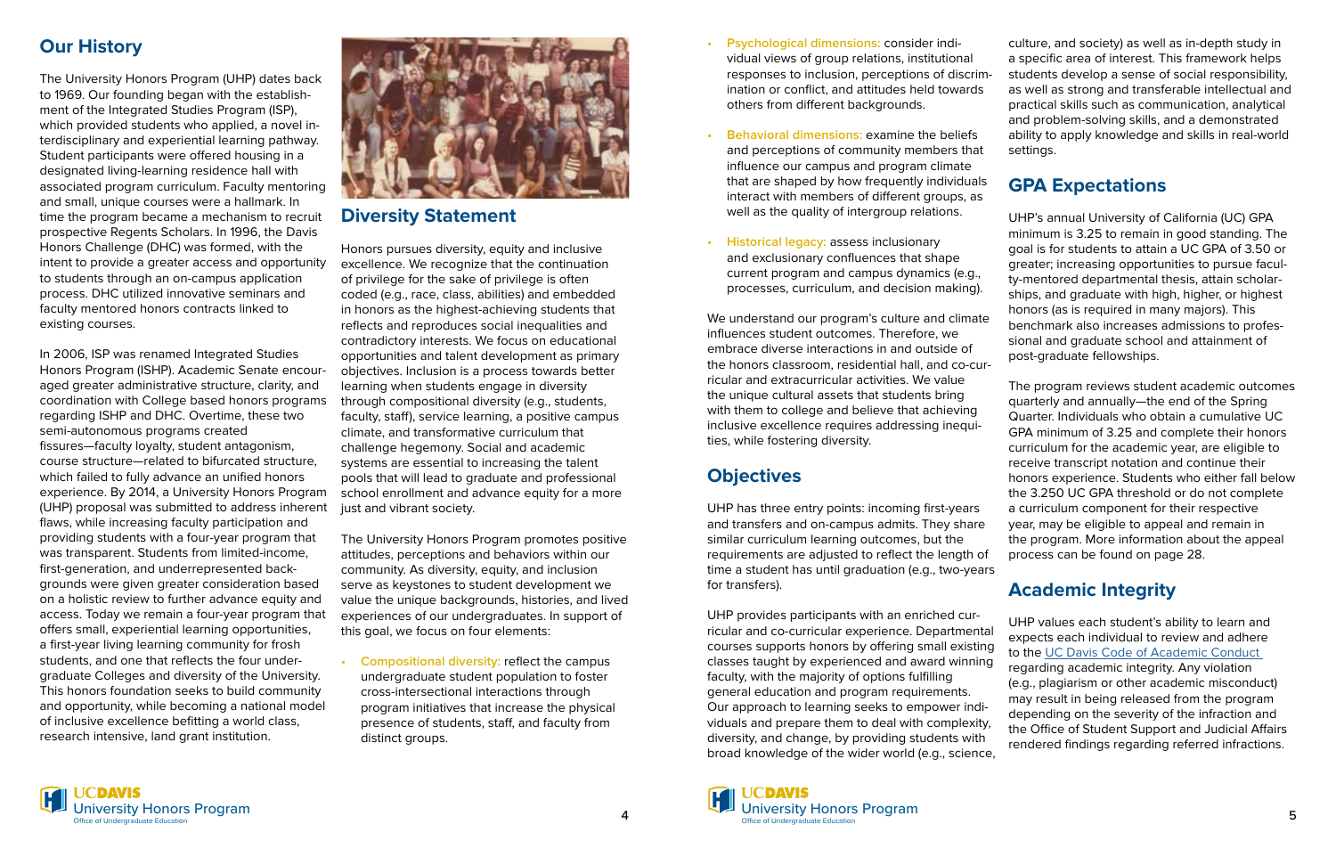## Our History

The University Honors Program (UHP) dates back to 1969. Our founding began with the establishment of the Integrated Studies Program (ISP), which provided students who applied, a novel interdisciplinary and experiential learning pathway. Student participants were offered housing in a designated living-learning residence hall with associated program curriculum. Faculty mentoring and small, unique courses were a hallmark. In time the program became a mechanism to recruit prospective Regents Scholars. In 1996, the Davis Honors Challenge (DHC) was formed, with the intent to provide a greater access and opportunity to students through an on-campus application process. DHC utilized innovative seminars and faculty mentored honors contracts linked to existing courses.

In 2006, ISP was renamed Integrated Studies Honors Program (ISHP). Academic Senate encouraged greater administrative structure, clarity, and coordination with College based honors programs regarding ISHP and DHC. Overtime, these two semi-autonomous programs created fissures—faculty loyalty, student antagonism, course structure—related to bifurcated structure, which failed to fully advance an unified honors experience. By 2014, a University Honors Program (UHP) proposal was submitted to address inherent flaws, while increasing faculty participation and providing students with a four-year program that was transparent. Students from limited-income, first-generation, and underrepresented backgrounds were given greater consideration based on a holistic review to further advance equity and access. Today we remain a four-year program that offers small, experiential learning opportunities, a first-year living learning community for frosh students, and one that reflects the four undergraduate Colleges and diversity of the University. This honors foundation seeks to build community and opportunity, while becoming a national model of inclusive excellence befitting a world class, research intensive, land grant institution.

## Diversity Statement

Honors pursues diversity, equity and inclusive excellence. We recognize that the continuation of privilege for the sake of privilege is often coded (e.g., race, class, abilities) and embedded in honors as the highest-achieving students that reflects and reproduces social inequalities and contradictory interests. We focus on educational opportunities and talent development as primary objectives. Inclusion is a process towards better learning when students engage in diversity through compositional diversity (e.g., students, faculty, staff), service learning, a positive campus climate, and transformative curriculum that challenge hegemony. Social and academic systems are essential to increasing the talent pools that will lead to graduate and professional school enrollment and advance equity for a more just and vibrant society.

The University Honors Program promotes positive attitudes, perceptions and behaviors within our community. As diversity, equity, and inclusion serve as keystones to student development we value the unique backgrounds, histories, and lived experiences of our undergraduates. In support of this goal, we focus on four elements:

- **Compositional diversity:** reflect the campus undergraduate student population to foster cross-intersectional interactions through program initiatives that increase the physical presence of students, staff, and faculty from distinct groups.
- **Psychological dimensions:** consider individual views of group relations, institutional responses to inclusion, perceptions of discrimination or conflict, and attitudes held towards others from different backgrounds.
- **Behavioral dimensions:** examine the beliefs and perceptions of community members that influence our campus and program climate that are shaped by how frequently individuals interact with members of different groups, as well as the quality of intergroup relations.
- **Historical legacy:** assess inclusionary and exclusionary confluences that shape current program and campus dynamics (e.g., processes, curriculum, and decision making).

We understand our program's culture and climate influences student outcomes. Therefore, we embrace diverse interactions in and outside of the honors classroom, residential hall, and co-curricular and extracurricular activities. We value the unique cultural assets that students bring with them to college and believe that achieving inclusive excellence requires addressing inequities, while fostering diversity.

## Objectives

UHP has three entry points: incoming first-years and transfers and on-campus admits. They share similar curriculum learning outcomes, but the requirements are adjusted to reflect the length of time a student has until graduation (e.g., two-years for transfers).

UHP provides participants with an enriched curricular and co-curricular experience. Departmental courses supports honors by offering small existing classes taught by experienced and award winning faculty, with the majority of options fulfilling general education and program requirements. Our approach to learning seeks to empower individuals and prepare them to deal with complexity, diversity, and change, by providing students with broad knowledge of the wider world (e.g., science, culture, and society) as well as in-depth study in a specific area of interest. This framework helps students develop a sense of social responsibility, as well as strong and transferable intellectual and practical skills such as communication, analytical and problem-solving skills, and a demonstrated ability to apply knowledge and skills in real-world settings.

## GPA Expectations

UHP's annual University of California (UC) GPA minimum is 3.25 to remain in good standing. The goal is for students to attain a UC GPA of 3.50 or greater; increasing opportunities to pursue faculty-mentored departmental thesis, attain scholarships, and graduate with high, higher, or highest honors (as is required in many majors). This benchmark also increases admissions to professional and graduate school and attainment of post-graduate fellowships.

The program reviews student academic outcomes quarterly and annually—the end of the Spring Quarter. Individuals who obtain a cumulative UC GPA minimum of 3.25 and complete their honors curriculum for the academic year, are eligible to receive transcript notation and continue their honors experience. Students who either fall below the 3.250 UC GPA threshold or do not complete a curriculum component for their respective year, may be eligible to appeal and remain in the program. More information about the appeal process can be found on page 28.

## Academic Integrity

UHP values each student's ability to learn and expects each individual to review and adhere to the UC Davis Code of Academic Conduct regarding academic integrity. Any violation (e.g., plagiarism or other academic misconduct) may result in being released from the program depending on the severity of the infraction and the Office of Student Support and Judicial Affairs rendered findings regarding referred infractions.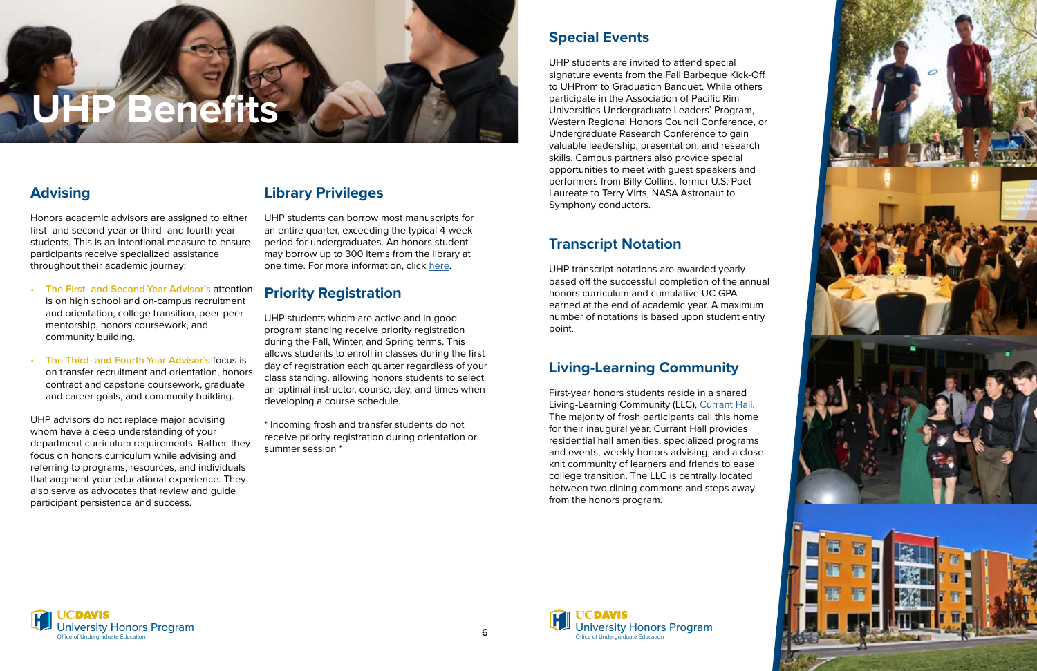# UHP Benefits

## Advising

Honors academic advisors are assigned to either first- and second-year or third- and fourth-year students. This is an intentional measure to ensure participants receive specialized assistance throughout their academic journey:

- **The First- and Second-Year Advisor's** attention is on high school and on-campus recruitment and orientation, college transition, peer-peer mentorship, honors coursework, and community building.
- **The Third- and Fourth-Year Advisor's** focus is on transfer recruitment and orientation, honors contract and capstone coursework, graduate and career goals, and community building.

UHP advisors do not replace major advising whom have a deep understanding of your department curriculum requirements. Rather, they focus on honors curriculum while advising and referring to programs, resources, and individuals that augment your educational experience. They also serve as advocates that review and guide participant persistence and success.

## Library Privileges

UHP students can borrow most manuscripts for an entire quarter, exceeding the typical 4-week period for undergraduates. An honors student may borrow up to 300 items from the library at one time. For more information, click here.

## Priority Registration

UHP students whom are active and in good program standing receive priority registration during the Fall, Winter, and Spring terms. This allows students to enroll in classes during the first day of registration each quarter regardless of your class standing, allowing honors students to select an optimal instructor, course, day, and times when developing a course schedule.

* Incoming frosh and transfer students do not receive priority registration during orientation or summer session *

## Special Events

UHP students are invited to attend special signature events from the Fall Barbeque Kick-Off to UHProm to Graduation Banquet. While others participate in the Association of Pacific Rim Universities Undergraduate Leaders' Program, Western Regional Honors Council Conference, or Undergraduate Research Conference to gain valuable leadership, presentation, and research skills. Campus partners also provide special opportunities to meet with guest speakers and performers from Billy Collins, former U.S. Poet Laureate to Terry Virts, NASA Astronaut to Symphony conductors.

## Transcript Notation

UHP transcript notations are awarded yearly based off the successful completion of the annual honors curriculum and cumulative UC GPA earned at the end of academic year. A maximum number of notations is based upon student entry point.

## Living-Learning Community

First-year honors students reside in a shared Living-Learning Community (LLC), Currant Hall. The majority of frosh participants call this home for their inaugural year. Currant Hall provides residential hall amenities, specialized programs and events, weekly honors advising, and a close knit community of learners and friends to ease college transition. The LLC is centrally located between two dining commons and steps away from the honors program.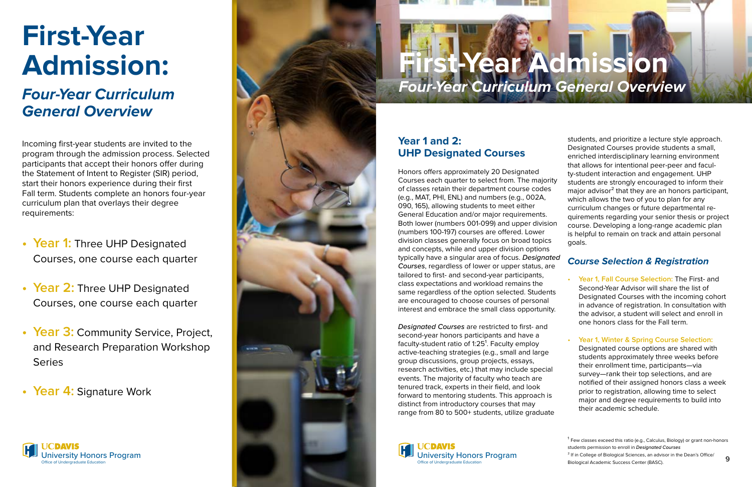# First-Year Admission:

## *Four-Year Curriculum General Overview*

Incoming first-year students are invited to the program through the admission process. Selected participants that accept their honors offer during the Statement of Intent to Register (SIR) period, start their honors experience during their first Fall term. Students complete an honors four-year curriculum plan that overlays their degree requirements:

- **Year 1:** Three UHP Designated Courses, one course each quarter
- **Year 2:** Three UHP Designated Courses, one course each quarter
- **Year 3:** Community Service, Project, and Research Preparation Workshop Series
- **Year 4:** Signature Work

UCDAVIS University Honors Program
Office of Undergraduate Education

# First-Year Admission

## *Four-Year Curriculum General Overview*

### Year 1 and 2: UHP Designated Courses

Honors offers approximately 20 Designated Courses each quarter to select from. The majority of classes retain their department course codes (e.g., MAT, PHI, ENL) and numbers (e.g., 002A, 090, 165), allowing students to meet either General Education and/or major requirements. Both lower (numbers 001-099) and upper division (numbers 100-197) courses are offered. Lower division classes generally focus on broad topics and concepts, while and upper division options typically have a singular area of focus. *Designated Courses*, regardless of lower or upper status, are tailored to first- and second-year participants, class expectations and workload remains the same regardless of the option selected. Students are encouraged to choose courses of personal interest and embrace the small class opportunity.

*Designated Courses* are restricted to first- and second-year honors participants and have a faculty-student ratio of 1:25[1]. Faculty employ active-teaching strategies (e.g., small and large group discussions, group projects, essays, research activities, etc.) that may include special events. The majority of faculty who teach are tenured track, experts in their field, and look forward to mentoring students. This approach is distinct from introductory courses that may range from 80 to 500+ students, utilize graduate students, and prioritize a lecture style approach. Designated Courses provide students a small, enriched interdisciplinary learning environment that allows for intentional peer-peer and faculty-student interaction and engagement. UHP students are strongly encouraged to inform their major advisor[2] that they are an honors participant, which allows the two of you to plan for any curriculum changes or future departmental requirements regarding your senior thesis or project course. Developing a long-range academic plan is helpful to remain on track and attain personal goals.

### *Course Selection & Registration*

- **Year 1, Fall Course Selection:** The First- and Second-Year Advisor will share the list of Designated Courses with the incoming cohort in advance of registration. In consultation with the advisor, a student will select and enroll in one honors class for the Fall term.
- **Year 1, Winter & Spring Course Selection:** Designated course options are shared with students approximately three weeks before their enrollment time, participants—via survey—rank their top selections, and are notified of their assigned honors class a week prior to registration, allowing time to select major and degree requirements to build into their academic schedule.

[1] Few classes exceed this ratio (e.g., Calculus, Biology) or grant non-honors students permission to enroll in *Designated Courses*

[2] If in College of Biological Sciences, an advisor in the Dean's Office/ Biological Academic Success Center (BASC).

UCDAVIS University Honors Program
Office of Undergraduate Education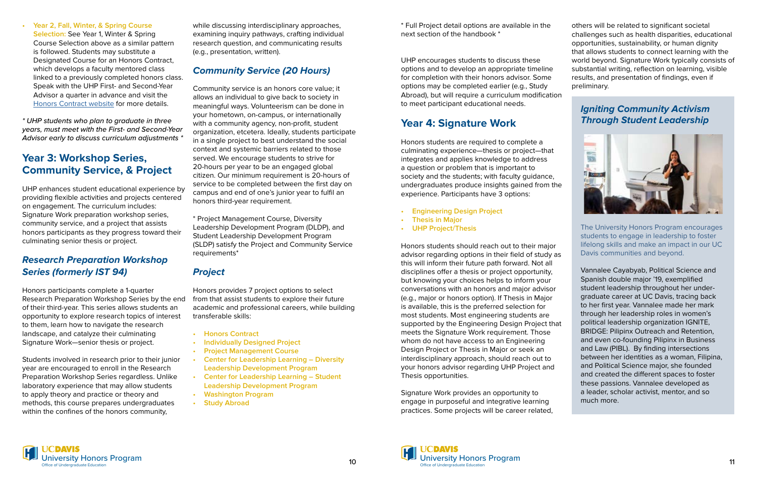- **Year 2, Fall, Winter, & Spring Course Selection:** See Year 1, Winter & Spring Course Selection above as a similar pattern is followed. Students may substitute a Designated Course for an Honors Contract, which develops a faculty mentored class linked to a previously completed honors class. Speak with the UHP First- and Second-Year Advisor a quarter in advance and visit the Honors Contract website for more details.

*\* UHP students who plan to graduate in three years, must meet with the First- and Second-Year Advisor early to discuss curriculum adjustments \**

## Year 3: Workshop Series, Community Service, & Project

UHP enhances student educational experience by providing flexible activities and projects centered on engagement. The curriculum includes: Signature Work preparation workshop series, community service, and a project that assists honors participants as they progress toward their culminating senior thesis or project.

### *Research Preparation Workshop Series (formerly IST 94)*

Honors participants complete a 1-quarter Research Preparation Workshop Series by the end of their third-year. This series allows students an opportunity to explore research topics of interest to them, learn how to navigate the research landscape, and catalyze their culminating Signature Work—senior thesis or project.

Students involved in research prior to their junior year are encouraged to enroll in the Research Preparation Workshop Series regardless. Unlike laboratory experience that may allow students to apply theory and practice or theory and methods, this course prepares undergraduates within the confines of the honors community, while discussing interdisciplinary approaches, examining inquiry pathways, crafting individual research question, and communicating results (e.g., presentation, written).

### *Community Service (20 Hours)*

Community service is an honors core value; it allows an individual to give back to society in meaningful ways. Volunteerism can be done in your hometown, on-campus, or internationally with a community agency, non-profit, student organization, etcetera. Ideally, students participate in a single project to best understand the social context and systemic barriers related to those served. We encourage students to strive for 20-hours per year to be an engaged global citizen. Our minimum requirement is 20-hours of service to be completed between the first day on campus and end of one's junior year to fulfil an honors third-year requirement.

\* Project Management Course, Diversity Leadership Development Program (DLDP), and Student Leadership Development Program (SLDP) satisfy the Project and Community Service requirements\*

### *Project*

Honors provides 7 project options to select from that assist students to explore their future academic and professional careers, while building transferable skills:

- Honors Contract
- Individually Designed Project
- Project Management Course
- Center for Leadership Learning – Diversity Leadership Development Program
- Center for Leadership Learning – Student Leadership Development Program
- Washington Program
- Study Abroad

\* Full Project detail options are available in the next section of the handbook \*

UHP encourages students to discuss these options and to develop an appropriate timeline for completion with their honors advisor. Some options may be completed earlier (e.g., Study Abroad), but will require a curriculum modification to meet participant educational needs.

## Year 4: Signature Work

Honors students are required to complete a culminating experience—thesis or project—that integrates and applies knowledge to address a question or problem that is important to society and the students; with faculty guidance, undergraduates produce insights gained from the experience. Participants have 3 options:

- Engineering Design Project
- Thesis in Major
- UHP Project/Thesis

Honors students should reach out to their major advisor regarding options in their field of study as this will inform their future path forward. Not all disciplines offer a thesis or project opportunity, but knowing your choices helps to inform your conversations with an honors and major advisor (e.g., major or honors option). If Thesis in Major is available, this is the preferred selection for most students. Most engineering students are supported by the Engineering Design Project that meets the Signature Work requirement. Those whom do not have access to an Engineering Design Project or Thesis in Major or seek an interdisciplinary approach, should reach out to your honors advisor regarding UHP Project and Thesis opportunities.

Signature Work provides an opportunity to engage in purposeful and integrative learning practices. Some projects will be career related, others will be related to significant societal challenges such as health disparities, educational opportunities, sustainability, or human dignity that allows students to connect learning with the world beyond. Signature Work typically consists of substantial writing, reflection on learning, visible results, and presentation of findings, even if preliminary.

### *Igniting Community Activism Through Student Leadership*

The University Honors Program encourages students to engage in leadership to foster lifelong skills and make an impact in our UC Davis communities and beyond.

Vannalee Cayabyab, Political Science and Spanish double major '19, exemplified student leadership throughout her undergraduate career at UC Davis, tracing back to her first year. Vannalee made her mark through her leadership roles in women's political leadership organization IGNITE, BRIDGE: Pilipinx Outreach and Retention, and even co-founding Pilipinx in Business and Law (PIBL). By finding intersections between her identities as a woman, Filipina, and Political Science major, she founded and created the different spaces to foster these passions. Vannalee developed as a leader, scholar activist, mentor, and so much more.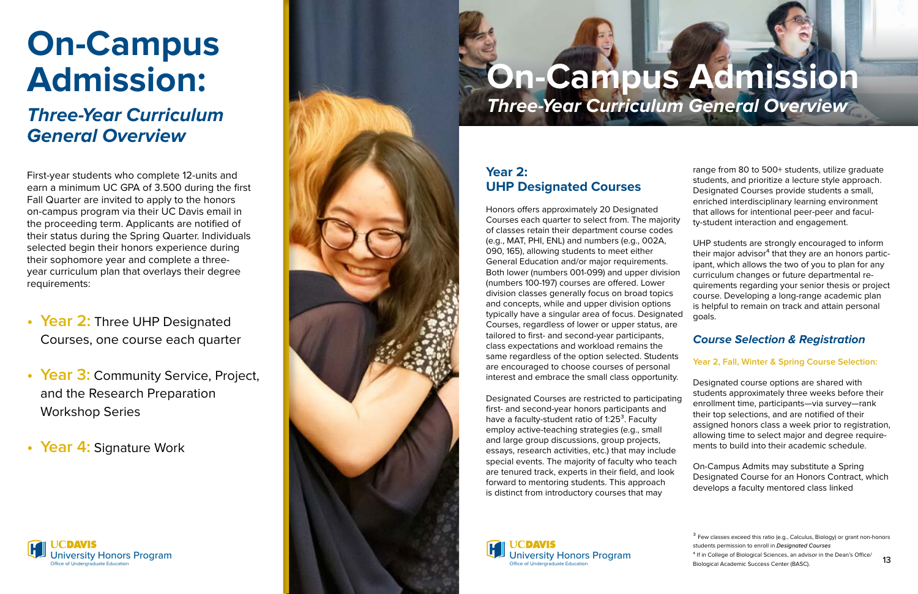# On-Campus Admission:

## *Three-Year Curriculum General Overview*

First-year students who complete 12-units and earn a minimum UC GPA of 3.500 during the first Fall Quarter are invited to apply to the honors on-campus program via their UC Davis email in the proceeding term. Applicants are notified of their status during the Spring Quarter. Individuals selected begin their honors experience during their sophomore year and complete a three-year curriculum plan that overlays their degree requirements:

- **Year 2:** Three UHP Designated Courses, one course each quarter
- **Year 3:** Community Service, Project, and the Research Preparation Workshop Series
- **Year 4:** Signature Work

# On-Campus Admission

## *Three-Year Curriculum General Overview*

### Year 2: UHP Designated Courses

Honors offers approximately 20 Designated Courses each quarter to select from. The majority of classes retain their department course codes (e.g., MAT, PHI, ENL) and numbers (e.g., 002A, 090, 165), allowing students to meet either General Education and/or major requirements. Both lower (numbers 001-099) and upper division (numbers 100-197) courses are offered. Lower division classes generally focus on broad topics and concepts, while and upper division options typically have a singular area of focus. Designated Courses, regardless of lower or upper status, are tailored to first- and second-year participants, class expectations and workload remains the same regardless of the option selected. Students are encouraged to choose courses of personal interest and embrace the small class opportunity.

Designated Courses are restricted to participating first- and second-year honors participants and have a faculty-student ratio of 1:25[3]. Faculty employ active-teaching strategies (e.g., small and large group discussions, group projects, essays, research activities, etc.) that may include special events. The majority of faculty who teach are tenured track, experts in their field, and look forward to mentoring students. This approach is distinct from introductory courses that may range from 80 to 500+ students, utilize graduate students, and prioritize a lecture style approach. Designated Courses provide students a small, enriched interdisciplinary learning environment that allows for intentional peer-peer and faculty-student interaction and engagement.

UHP students are strongly encouraged to inform their major advisor[4] that they are an honors participant, which allows the two of you to plan for any curriculum changes or future departmental requirements regarding your senior thesis or project course. Developing a long-range academic plan is helpful to remain on track and attain personal goals.

### *Course Selection & Registration*

#### Year 2, Fall, Winter & Spring Course Selection:

Designated course options are shared with students approximately three weeks before their enrollment time, participants—via survey—rank their top selections, and are notified of their assigned honors class a week prior to registration, allowing time to select major and degree requirements to build into their academic schedule.

On-Campus Admits may substitute a Spring Designated Course for an Honors Contract, which develops a faculty mentored class linked

[3] Few classes exceed this ratio (e.g., Calculus, Biology) or grant non-honors students permission to enroll in ***Designated Courses***

[4] If in College of Biological Sciences, an advisor in the Dean's Office/ Biological Academic Success Center (BASC).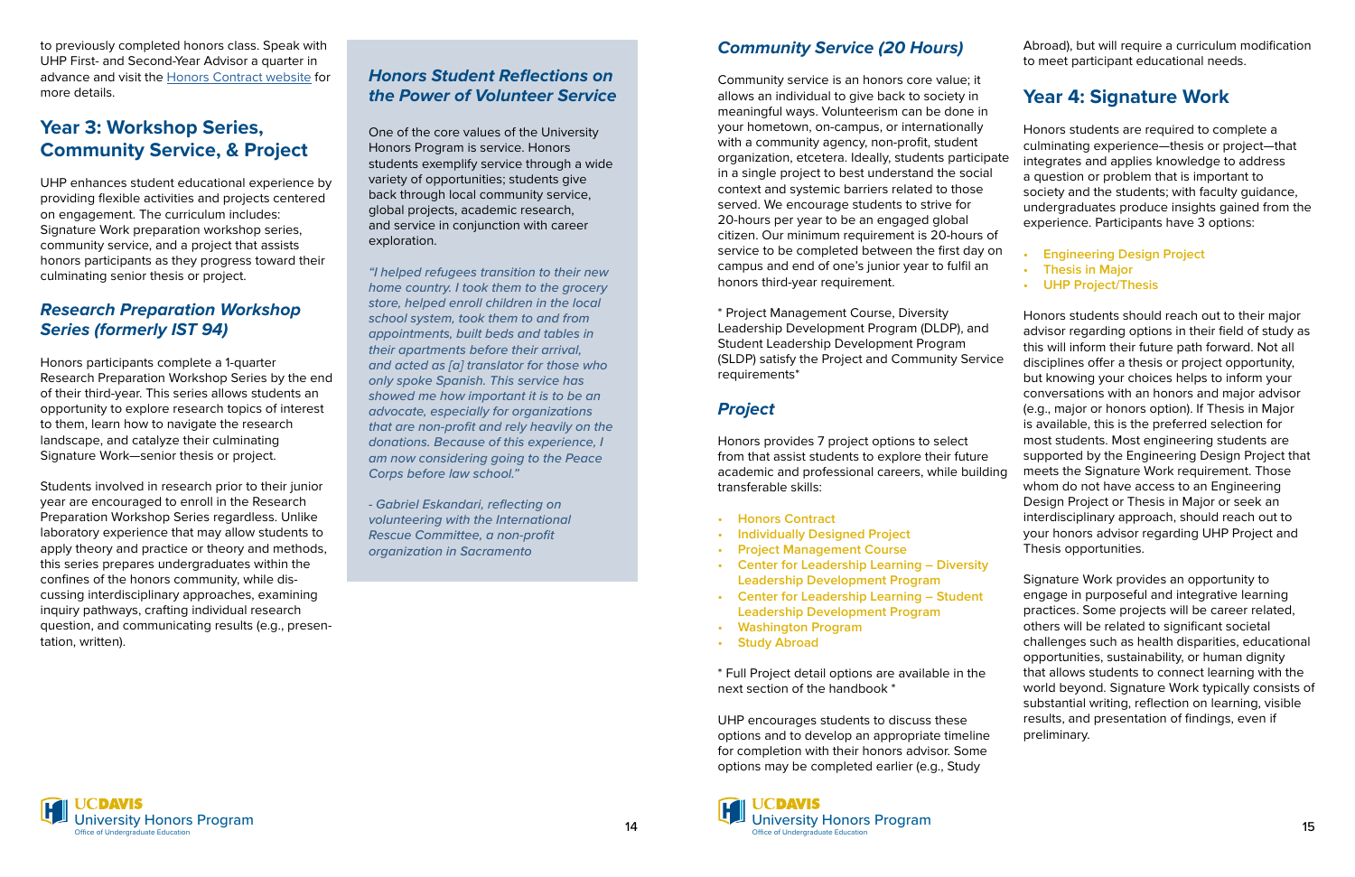to previously completed honors class. Speak with UHP First- and Second-Year Advisor a quarter in advance and visit the Honors Contract website for more details.

## Year 3: Workshop Series, Community Service, & Project

UHP enhances student educational experience by providing flexible activities and projects centered on engagement. The curriculum includes: Signature Work preparation workshop series, community service, and a project that assists honors participants as they progress toward their culminating senior thesis or project.

### *Research Preparation Workshop Series (formerly IST 94)*

Honors participants complete a 1-quarter Research Preparation Workshop Series by the end of their third-year. This series allows students an opportunity to explore research topics of interest to them, learn how to navigate the research landscape, and catalyze their culminating Signature Work—senior thesis or project.

Students involved in research prior to their junior year are encouraged to enroll in the Research Preparation Workshop Series regardless. Unlike laboratory experience that may allow students to apply theory and practice or theory and methods, this series prepares undergraduates within the confines of the honors community, while discussing interdisciplinary approaches, examining inquiry pathways, crafting individual research question, and communicating results (e.g., presentation, written).

### *Honors Student Reflections on the Power of Volunteer Service*

One of the core values of the University Honors Program is service. Honors students exemplify service through a wide variety of opportunities; students give back through local community service, global projects, academic research, and service in conjunction with career exploration.

*"I helped refugees transition to their new home country. I took them to the grocery store, helped enroll children in the local school system, took them to and from appointments, built beds and tables in their apartments before their arrival, and acted as [a] translator for those who only spoke Spanish. This service has showed me how important it is to be an advocate, especially for organizations that are non-profit and rely heavily on the donations. Because of this experience, I am now considering going to the Peace Corps before law school."*

*- Gabriel Eskandari, reflecting on volunteering with the International Rescue Committee, a non-profit organization in Sacramento*

### *Community Service (20 Hours)*

Community service is an honors core value; it allows an individual to give back to society in meaningful ways. Volunteerism can be done in your hometown, on-campus, or internationally with a community agency, non-profit, student organization, etcetera. Ideally, students participate in a single project to best understand the social context and systemic barriers related to those served. We encourage students to strive for 20-hours per year to be an engaged global citizen. Our minimum requirement is 20-hours of service to be completed between the first day on campus and end of one's junior year to fulfil an honors third-year requirement.

* Project Management Course, Diversity Leadership Development Program (DLDP), and Student Leadership Development Program (SLDP) satisfy the Project and Community Service requirements*

### *Project*

Honors provides 7 project options to select from that assist students to explore their future academic and professional careers, while building transferable skills:

- Honors Contract
- Individually Designed Project
- Project Management Course
- Center for Leadership Learning – Diversity Leadership Development Program
- Center for Leadership Learning – Student Leadership Development Program
- Washington Program
- Study Abroad

* Full Project detail options are available in the next section of the handbook *

UHP encourages students to discuss these options and to develop an appropriate timeline for completion with their honors advisor. Some options may be completed earlier (e.g., Study Abroad), but will require a curriculum modification to meet participant educational needs.

## Year 4: Signature Work

Honors students are required to complete a culminating experience—thesis or project—that integrates and applies knowledge to address a question or problem that is important to society and the students; with faculty guidance, undergraduates produce insights gained from the experience. Participants have 3 options:

- Engineering Design Project
- Thesis in Major
- UHP Project/Thesis

Honors students should reach out to their major advisor regarding options in their field of study as this will inform their future path forward. Not all disciplines offer a thesis or project opportunity, but knowing your choices helps to inform your conversations with an honors and major advisor (e.g., major or honors option). If Thesis in Major is available, this is the preferred selection for most students. Most engineering students are supported by the Engineering Design Project that meets the Signature Work requirement. Those whom do not have access to an Engineering Design Project or Thesis in Major or seek an interdisciplinary approach, should reach out to your honors advisor regarding UHP Project and Thesis opportunities.

Signature Work provides an opportunity to engage in purposeful and integrative learning practices. Some projects will be career related, others will be related to significant societal challenges such as health disparities, educational opportunities, sustainability, or human dignity that allows students to connect learning with the world beyond. Signature Work typically consists of substantial writing, reflection on learning, visible results, and presentation of findings, even if preliminary.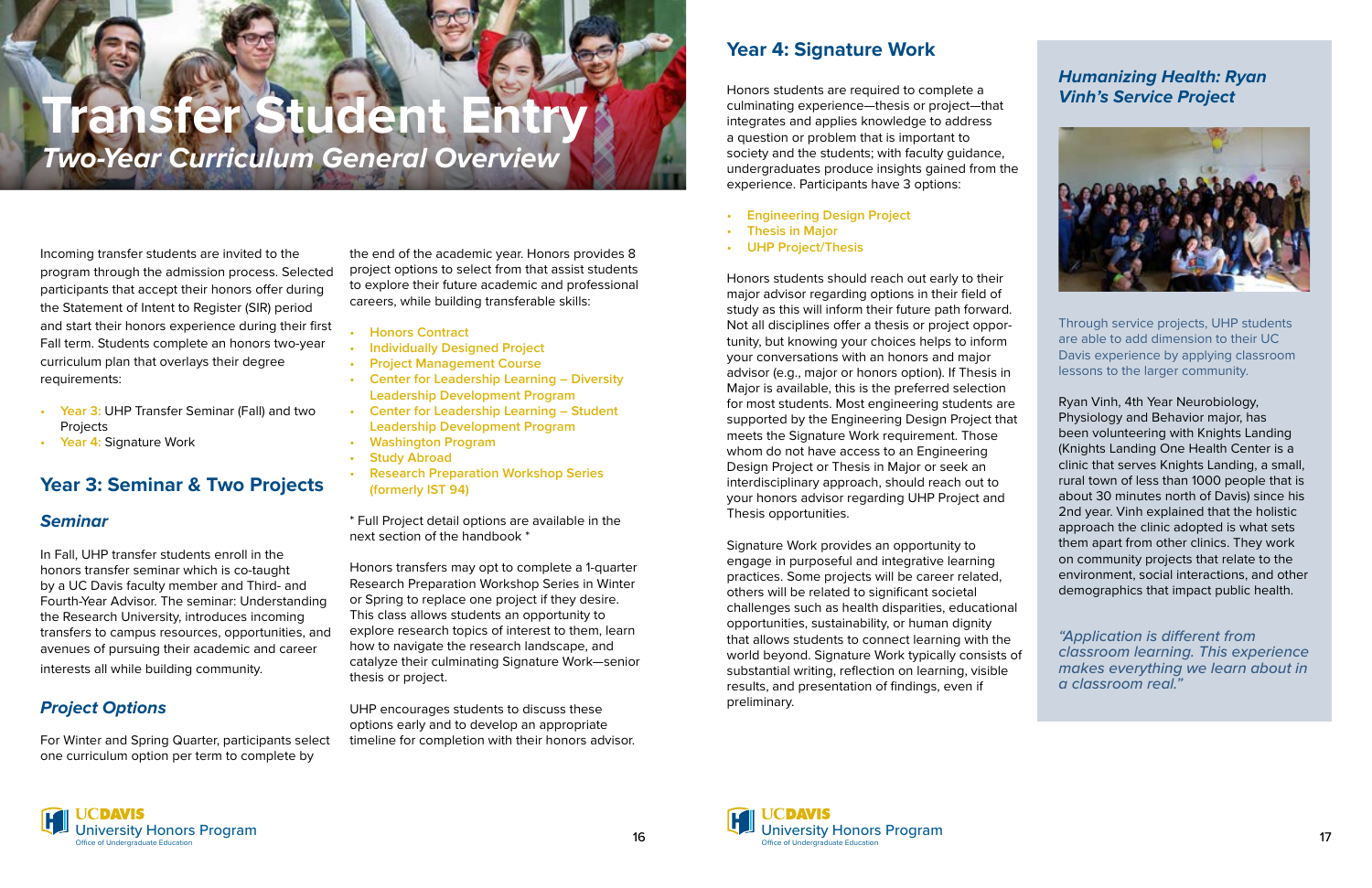# Transfer Student Entry

## *Two-Year Curriculum General Overview*

Incoming transfer students are invited to the program through the admission process. Selected participants that accept their honors offer during the Statement of Intent to Register (SIR) period and start their honors experience during their first Fall term. Students complete an honors two-year curriculum plan that overlays their degree requirements:

- **Year 3:** UHP Transfer Seminar (Fall) and two Projects
- **Year 4:** Signature Work

## Year 3: Seminar & Two Projects

### *Seminar*

In Fall, UHP transfer students enroll in the honors transfer seminar which is co-taught by a UC Davis faculty member and Third- and Fourth-Year Advisor. The seminar: Understanding the Research University, introduces incoming transfers to campus resources, opportunities, and avenues of pursuing their academic and career interests all while building community.

### *Project Options*

For Winter and Spring Quarter, participants select one curriculum option per term to complete by the end of the academic year. Honors provides 8 project options to select from that assist students to explore their future academic and professional careers, while building transferable skills:

- Honors Contract
- Individually Designed Project
- Project Management Course
- Center for Leadership Learning – Diversity Leadership Development Program
- Center for Leadership Learning – Student Leadership Development Program
- Washington Program
- Study Abroad
- Research Preparation Workshop Series (formerly IST 94)

* Full Project detail options are available in the next section of the handbook *

Honors transfers may opt to complete a 1-quarter Research Preparation Workshop Series in Winter or Spring to replace one project if they desire. This class allows students an opportunity to explore research topics of interest to them, learn how to navigate the research landscape, and catalyze their culminating Signature Work—senior thesis or project.

UHP encourages students to discuss these options early and to develop an appropriate timeline for completion with their honors advisor.

## Year 4: Signature Work

Honors students are required to complete a culminating experience—thesis or project—that integrates and applies knowledge to address a question or problem that is important to society and the students; with faculty guidance, undergraduates produce insights gained from the experience. Participants have 3 options:

- Engineering Design Project
- Thesis in Major
- UHP Project/Thesis

Honors students should reach out early to their major advisor regarding options in their field of study as this will inform their future path forward. Not all disciplines offer a thesis or project opportunity, but knowing your choices helps to inform your conversations with an honors and major advisor (e.g., major or honors option). If Thesis in Major is available, this is the preferred selection for most students. Most engineering students are supported by the Engineering Design Project that meets the Signature Work requirement. Those whom do not have access to an Engineering Design Project or Thesis in Major or seek an interdisciplinary approach, should reach out to your honors advisor regarding UHP Project and Thesis opportunities.

Signature Work provides an opportunity to engage in purposeful and integrative learning practices. Some projects will be career related, others will be related to significant societal challenges such as health disparities, educational opportunities, sustainability, or human dignity that allows students to connect learning with the world beyond. Signature Work typically consists of substantial writing, reflection on learning, visible results, and presentation of findings, even if preliminary.

### *Humanizing Health: Ryan Vinh's Service Project*

Through service projects, UHP students are able to add dimension to their UC Davis experience by applying classroom lessons to the larger community.

Ryan Vinh, 4th Year Neurobiology, Physiology and Behavior major, has been volunteering with Knights Landing (Knights Landing One Health Center is a clinic that serves Knights Landing, a small, rural town of less than 1000 people that is about 30 minutes north of Davis) since his 2nd year. Vinh explained that the holistic approach the clinic adopted is what sets them apart from other clinics. They work on community projects that relate to the environment, social interactions, and other demographics that impact public health.

*"Application is different from classroom learning. This experience makes everything we learn about in a classroom real."*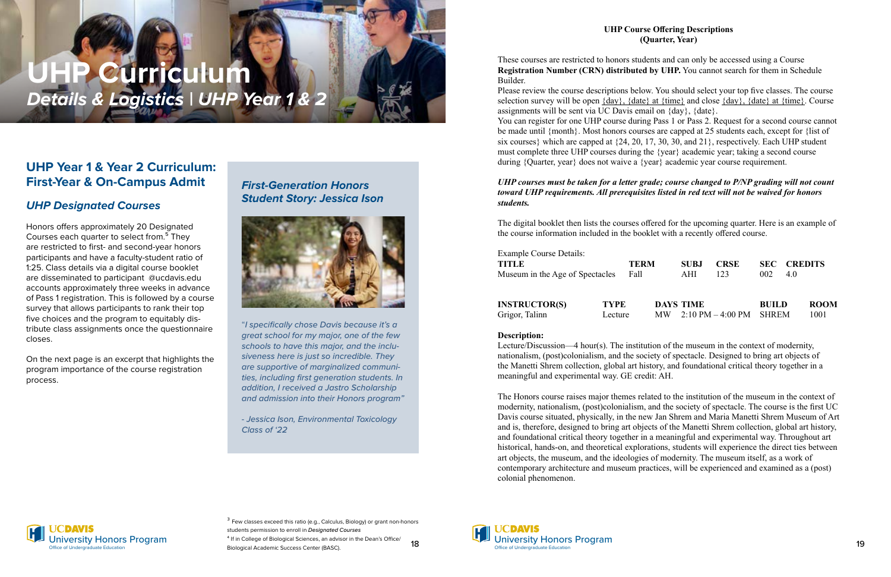# UHP Curriculum

***Details & Logistics | UHP Year 1 & 2***

## UHP Year 1 & Year 2 Curriculum: First-Year & On-Campus Admit

### *UHP Designated Courses*

Honors offers approximately 20 Designated Courses each quarter to select from.[5] They are restricted to first- and second-year honors participants and have a faculty-student ratio of 1:25. Class details via a digital course booklet are disseminated to participant @ucdavis.edu accounts approximately three weeks in advance of Pass 1 registration. This is followed by a course survey that allows participants to rank their top five choices and the program to equitably distribute class assignments once the questionnaire closes.

On the next page is an excerpt that highlights the program importance of the course registration process.

### *First-Generation Honors Student Story: Jessica Ison*

*"I specifically chose Davis because it's a great school for my major, one of the few schools to have this major, and the inclusiveness here is just so incredible. They are supportive of marginalized communities, including first generation students. In addition, I received a Jastro Scholarship and admission into their Honors program"*

*- Jessica Ison, Environmental Toxicology Class of '22*

[3] Few classes exceed this ratio (e.g., Calculus, Biology) or grant non-honors students permission to enroll in ***Designated Courses***

[4] If in College of Biological Sciences, an advisor in the Dean's Office/ Biological Academic Success Center (BASC).

**UHP Course Offering Descriptions (Quarter, Year)**

These courses are restricted to honors students and can only be accessed using a Course **Registration Number (CRN) distributed by UHP.** You cannot search for them in Schedule Builder.

Please review the course descriptions below. You should select your top five classes. The course selection survey will be open {day}, {date} at {time} and close {day}, {date} at {time}. Course assignments will be sent via UC Davis email on {day}, {date}.

You can register for one UHP course during Pass 1 or Pass 2. Request for a second course cannot be made until {month}. Most honors courses are capped at 25 students each, except for {list of six courses} which are capped at {24, 20, 17, 30, 30, and 21}, respectively. Each UHP student must complete three UHP courses during the {year} academic year; taking a second course during {Quarter, year} does not waive a {year} academic year course requirement.

***UHP courses must be taken for a letter grade; course changed to P/NP grading will not count toward UHP requirements. All prerequisites listed in red text will not be waived for honors students.***

The digital booklet then lists the courses offered for the upcoming quarter. Here is an example of the course information included in the booklet with a recently offered course.

Example Course Details:

| TITLE | TERM | SUBJ | CRSE | SEC | CREDITS |
| --- | --- | --- | --- | --- | --- |
| Museum in the Age of Spectacles | Fall | AHI | 123 | 002 | 4.0 |

| INSTRUCTOR(S) | TYPE | DAYS | TIME | BUILD | ROOM |
| --- | --- | --- | --- | --- | --- |
| Grigor, Talinn | Lecture | MW | 2:10 PM – 4:00 PM | SHREM | 1001 |

**Description:**

Lecture/Discussion—4 hour(s). The institution of the museum in the context of modernity, nationalism, (post)colonialism, and the society of spectacle. Designed to bring art objects of the Manetti Shrem collection, global art history, and foundational critical theory together in a meaningful and experimental way. GE credit: AH.

The Honors course raises major themes related to the institution of the museum in the context of modernity, nationalism, (post)colonialism, and the society of spectacle. The course is the first UC Davis course situated, physically, in the new Jan Shrem and Maria Manetti Shrem Museum of Art and is, therefore, designed to bring art objects of the Manetti Shrem collection, global art history, and foundational critical theory together in a meaningful and experimental way. Throughout art historical, hands-on, and theoretical explorations, students will experience the direct ties between art objects, the museum, and the ideologies of modernity. The museum itself, as a work of contemporary architecture and museum practices, will be experienced and examined as a (post) colonial phenomenon.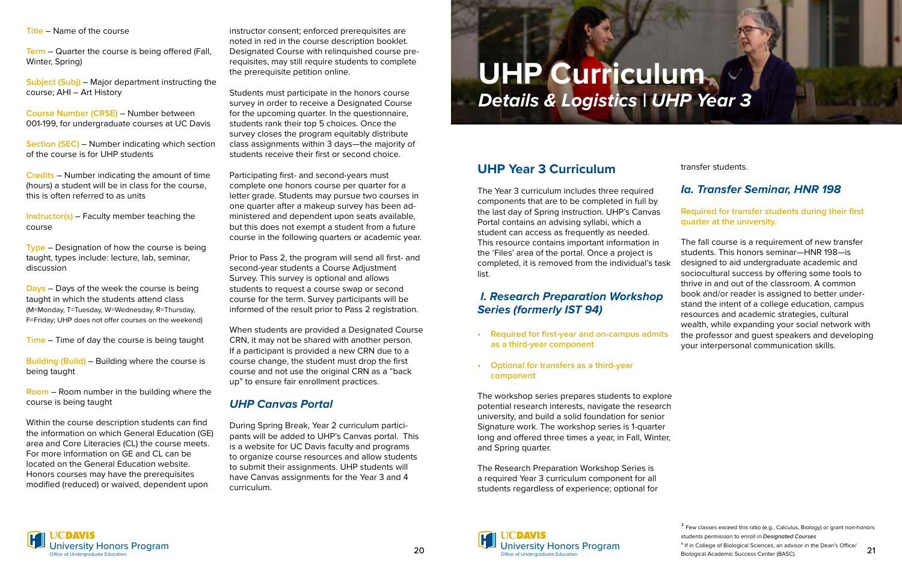**Title** – Name of the course

**Term** – Quarter the course is being offered (Fall, Winter, Spring)

**Subject (Subj)** – Major department instructing the course; AHI – Art History

**Course Number (CRSE)** – Number between 001-199, for undergraduate courses at UC Davis

**Section (SEC)** – Number indicating which section of the course is for UHP students

**Credits** – Number indicating the amount of time (hours) a student will be in class for the course, this is often referred to as units

**Instructor(s)** – Faculty member teaching the course

**Type** – Designation of how the course is being taught, types include: lecture, lab, seminar, discussion

**Days** – Days of the week the course is being taught in which the students attend class (M=Monday, T=Tuesday, W=Wednesday, R=Thursday, F=Friday; UHP does not offer courses on the weekend)

**Time** – Time of day the course is being taught

**Building (Build)** – Building where the course is being taught

**Room** – Room number in the building where the course is being taught

Within the course description students can find the information on which General Education (GE) area and Core Literacies (CL) the course meets. For more information on GE and CL can be located on the General Education website. Honors courses may have the prerequisites modified (reduced) or waived, dependent upon instructor consent; enforced prerequisites are noted in red in the course description booklet. Designated Course with relinquished course pre-requisites, may still require students to complete the prerequisite petition online.

Students must participate in the honors course survey in order to receive a Designated Course for the upcoming quarter. In the questionnaire, students rank their top 5 choices. Once the survey closes the program equitably distribute class assignments within 3 days—the majority of students receive their first or second choice.

Participating first- and second-years must complete one honors course per quarter for a letter grade. Students may pursue two courses in one quarter after a makeup survey has been administered and dependent upon seats available, but this does not exempt a student from a future course in the following quarters or academic year.

Prior to Pass 2, the program will send all first- and second-year students a Course Adjustment Survey. This survey is optional and allows students to request a course swap or second course for the term. Survey participants will be informed of the result prior to Pass 2 registration.

When students are provided a Designated Course CRN, it may not be shared with another person. If a participant is provided a new CRN due to a course change, the student must drop the first course and not use the original CRN as a "back up" to ensure fair enrollment practices.

## UHP Canvas Portal

During Spring Break, Year 2 curriculum participants will be added to UHP's Canvas portal. This is a website for UC Davis faculty and programs to organize course resources and allow students to submit their assignments. UHP students will have Canvas assignments for the Year 3 and 4 curriculum.

# UHP Curriculum
## *Details & Logistics | UHP Year 3*

## UHP Year 3 Curriculum

The Year 3 curriculum includes three required components that are to be completed in full by the last day of Spring instruction. UHP's Canvas Portal contains an advising syllabi, which a student can access as frequently as needed. This resource contains important information in the 'Files' area of the portal. Once a project is completed, it is removed from the individual's task list.

### *I. Research Preparation Workshop Series (formerly IST 94)*

- **Required for first-year and on-campus admits as a third-year component**
- **Optional for transfers as a third-year component**

The workshop series prepares students to explore potential research interests, navigate the research university, and build a solid foundation for senior Signature work. The workshop series is 1-quarter long and offered three times a year, in Fall, Winter, and Spring quarter.

The Research Preparation Workshop Series is a required Year 3 curriculum component for all students regardless of experience; optional for transfer students.

### *Ia. Transfer Seminar, HNR 198*

**Required for transfer students during their first quarter at the university.**

The fall course is a requirement of new transfer students. This honors seminar—HNR 198—is designed to aid undergraduate academic and sociocultural success by offering some tools to thrive in and out of the classroom. A common book and/or reader is assigned to better understand the intent of a college education, campus resources and academic strategies, cultural wealth, while expanding your social network with the professor and guest speakers and developing your interpersonal communication skills.

[3] Few classes exceed this ratio (e.g., Calculus, Biology) or grant non-honors students permission to enroll in *Designated Courses*

[4] If in College of Biological Sciences, an advisor in the Dean's Office/ Biological Academic Success Center (BASC).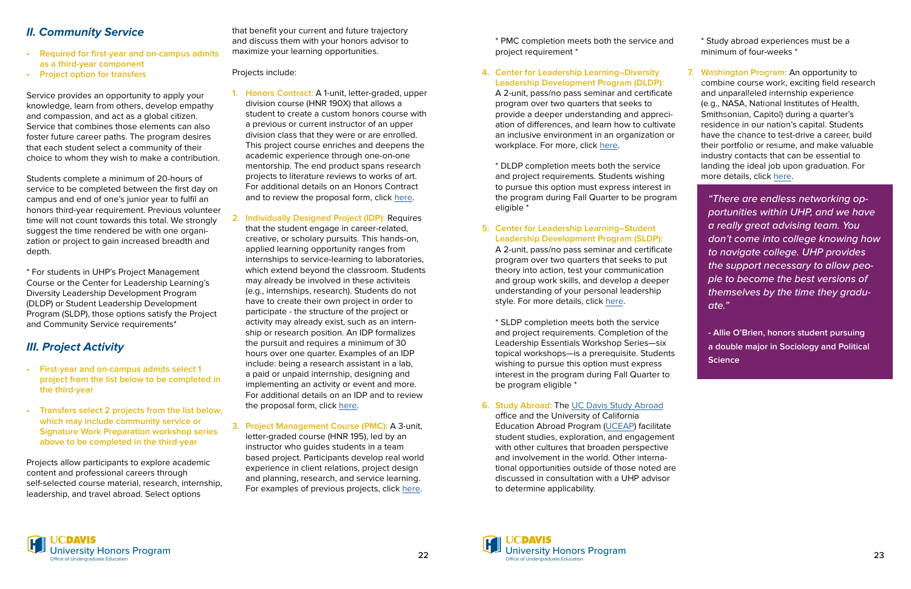## II. Community Service

- **Required for first-year and on-campus admits as a third-year component**
- **Project option for transfers**

Service provides an opportunity to apply your knowledge, learn from others, develop empathy and compassion, and act as a global citizen. Service that combines those elements can also foster future career paths. The program desires that each student select a community of their choice to whom they wish to make a contribution.

Students complete a minimum of 20-hours of service to be completed between the first day on campus and end of one's junior year to fulfil an honors third-year requirement. Previous volunteer time will not count towards this total. We strongly suggest the time rendered be with one organization or project to gain increased breadth and depth.

* For students in UHP's Project Management Course or the Center for Leadership Learning's Diversity Leadership Development Program (DLDP) or Student Leadership Development Program (SLDP), those options satisfy the Project and Community Service requirements*

## III. Project Activity

- **First-year and on-campus admits select 1 project from the list below to be completed in the third-year**
- **Transfers select 2 projects from the list below, which may include community service or Signature Work Preparation workshop series above to be completed in the third-year**

Projects allow participants to explore academic content and professional careers through self-selected course material, research, internship, leadership, and travel abroad. Select options that benefit your current and future trajectory and discuss them with your honors advisor to maximize your learning opportunities.

Projects include:

1. **Honors Contract:** A 1-unit, letter-graded, upper division course (HNR 190X) that allows a student to create a custom honors course with a previous or current instructor of an upper division class that they were or are enrolled. This project course enriches and deepens the academic experience through one-on-one mentorship. The end product spans research projects to literature reviews to works of art. For additional details on an Honors Contract and to review the proposal form, click [here]().

2. **Individually Designed Project (IDP):** Requires that the student engage in career-related, creative, or scholary pursuits. This hands-on, applied learning opportunity ranges from internships to service-learning to laboratories, which extend beyond the classroom. Students may already be involved in these activiteis (e.g., internships, research). Students do not have to create their own project in order to participate - the structure of the project or activity may already exist, such as an internship or research position. An IDP formalizes the pursuit and requires a minimum of 30 hours over one quarter. Examples of an IDP include: being a research assistant in a lab, a paid or unpaid internship, designing and implementing an activity or event and more. For additional details on an IDP and to review the proposal form, click [here]().

3. **Project Management Course (PMC):** A 3-unit, letter-graded course (HNR 195), led by an instructor who guides students in a team based project. Participants develop real world experience in client relations, project design and planning, research, and service learning. For examples of previous projects, click [here]().

   * PMC completion meets both the service and project requirement *

4. **Center for Leadership Learning–Diversity Leadership Development Program (DLDP):** A 2-unit, pass/no pass seminar and certificate program over two quarters that seeks to provide a deeper understanding and appreciation of differences, and learn how to cultivate an inclusive environment in an organization or workplace. For more, click [here]().

   * DLDP completion meets both the service and project requirements. Students wishing to pursue this option must express interest in the program during Fall Quarter to be program eligible *

5. **Center for Leadership Learning–Student Leadership Development Program (SLDP):** A 2-unit, pass/no pass seminar and certificate program over two quarters that seeks to put theory into action, test your communication and group work skills, and develop a deeper understanding of your personal leadership style. For more details, click [here]().

   * SLDP completion meets both the service and project requirements. Completion of the Leadership Essentials Workshop Series—six topical workshops—is a prerequisite. Students wishing to pursue this option must express interest in the program during Fall Quarter to be program eligible *

6. **Study Abroad:** The [UC Davis Study Abroad]() office and the University of California Education Abroad Program ([UCEAP]()) facilitate student studies, exploration, and engagement with other cultures that broaden perspective and involvement in the world. Other international opportunities outside of those noted are discussed in consultation with a UHP advisor to determine applicability.

   * Study abroad experiences must be a minimum of four-weeks *

7. **Washington Program:** An opportunity to combine course work, exciting field research and unparalleled internship experience (e.g., NASA, National Institutes of Health, Smithsonian, Capitol) during a quarter's residence in our nation's capital. Students have the chance to test-drive a career, build their portfolio or resume, and make valuable industry contacts that can be essential to landing the ideal job upon graduation. For more details, click [here]().

> *"There are endless networking opportunities within UHP, and we have a really great advising team. You don't come into college knowing how to navigate college. UHP provides the support necessary to allow people to become the best versions of themselves by the time they graduate."*
>
> **- Allie O'Brien, honors student pursuing a double major in Sociology and Political Science**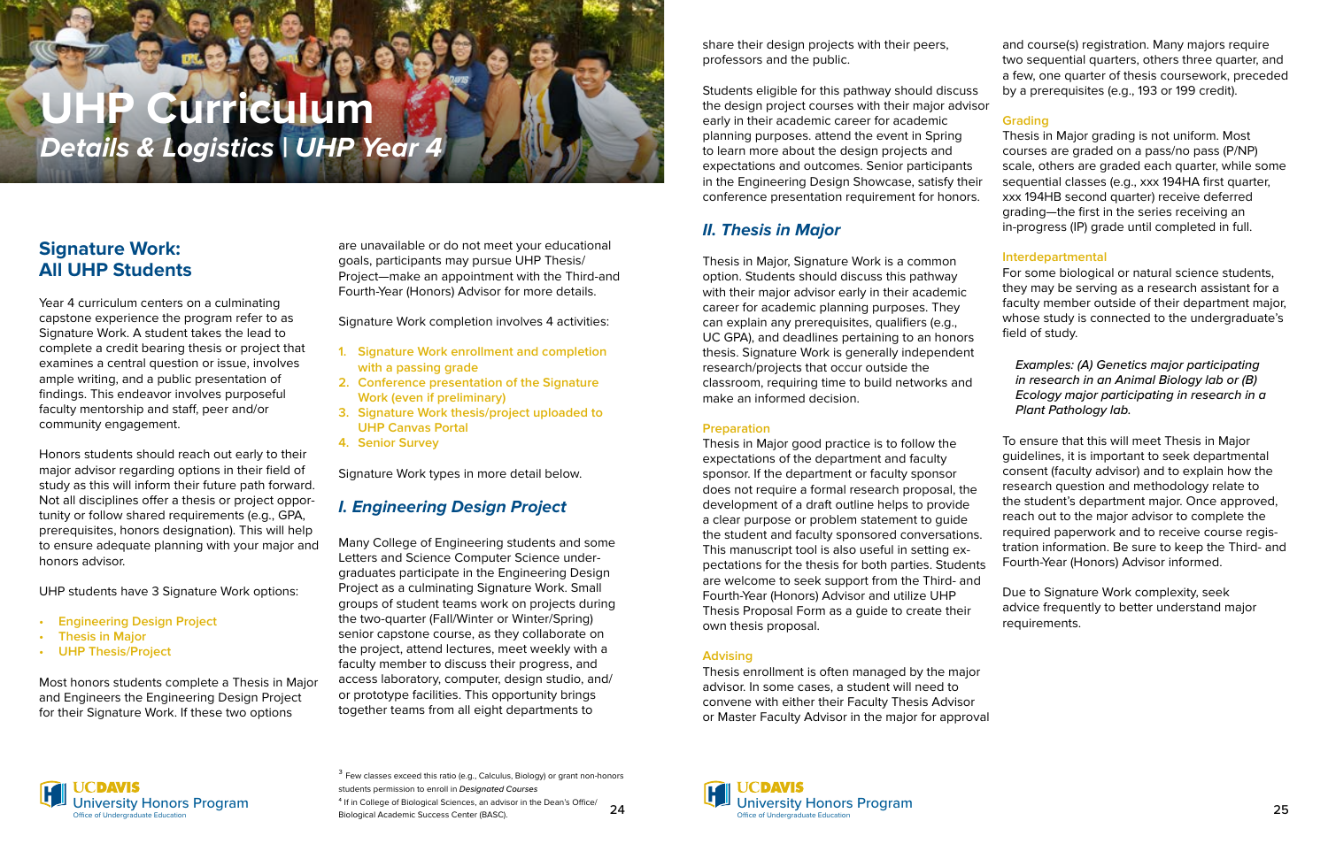# UHP Curriculum

## *Details & Logistics | UHP Year 4*

## Signature Work: All UHP Students

Year 4 curriculum centers on a culminating capstone experience the program refer to as Signature Work. A student takes the lead to complete a credit bearing thesis or project that examines a central question or issue, involves ample writing, and a public presentation of findings. This endeavor involves purposeful faculty mentorship and staff, peer and/or community engagement.

Honors students should reach out early to their major advisor regarding options in their field of study as this will inform their future path forward. Not all disciplines offer a thesis or project opportunity or follow shared requirements (e.g., GPA, prerequisites, honors designation). This will help to ensure adequate planning with your major and honors advisor.

UHP students have 3 Signature Work options:

- Engineering Design Project
- Thesis in Major
- UHP Thesis/Project

Most honors students complete a Thesis in Major and Engineers the Engineering Design Project for their Signature Work. If these two options are unavailable or do not meet your educational goals, participants may pursue UHP Thesis/Project—make an appointment with the Third-and Fourth-Year (Honors) Advisor for more details.

Signature Work completion involves 4 activities:

1. Signature Work enrollment and completion with a passing grade
2. Conference presentation of the Signature Work (even if preliminary)
3. Signature Work thesis/project uploaded to UHP Canvas Portal
4. Senior Survey

Signature Work types in more detail below.

### *I. Engineering Design Project*

Many College of Engineering students and some Letters and Science Computer Science undergraduates participate in the Engineering Design Project as a culminating Signature Work. Small groups of student teams work on projects during the two-quarter (Fall/Winter or Winter/Spring) senior capstone course, as they collaborate on the project, attend lectures, meet weekly with a faculty member to discuss their progress, and access laboratory, computer, design studio, and/or prototype facilities. This opportunity brings together teams from all eight departments to share their design projects with their peers, professors and the public.

Students eligible for this pathway should discuss the design project courses with their major advisor early in their academic career for academic planning purposes. attend the event in Spring to learn more about the design projects and expectations and outcomes. Senior participants in the Engineering Design Showcase, satisfy their conference presentation requirement for honors.

### *II. Thesis in Major*

Thesis in Major, Signature Work is a common option. Students should discuss this pathway with their major advisor early in their academic career for academic planning purposes. They can explain any prerequisites, qualifiers (e.g., UC GPA), and deadlines pertaining to an honors thesis. Signature Work is generally independent research/projects that occur outside the classroom, requiring time to build networks and make an informed decision.

#### Preparation

Thesis in Major good practice is to follow the expectations of the department and faculty sponsor. If the department or faculty sponsor does not require a formal research proposal, the development of a draft outline helps to provide a clear purpose or problem statement to guide the student and faculty sponsored conversations. This manuscript tool is also useful in setting expectations for the thesis for both parties. Students are welcome to seek support from the Third- and Fourth-Year (Honors) Advisor and utilize UHP Thesis Proposal Form as a guide to create their own thesis proposal.

#### Advising

Thesis enrollment is often managed by the major advisor. In some cases, a student will need to convene with either their Faculty Thesis Advisor or Master Faculty Advisor in the major for approval and course(s) registration. Many majors require two sequential quarters, others three quarter, and a few, one quarter of thesis coursework, preceded by a prerequisites (e.g., 193 or 199 credit).

#### Grading

Thesis in Major grading is not uniform. Most courses are graded on a pass/no pass (P/NP) scale, others are graded each quarter, while some sequential classes (e.g., xxx 194HA first quarter, xxx 194HB second quarter) receive deferred grading—the first in the series receiving an in-progress (IP) grade until completed in full.

#### Interdepartmental

For some biological or natural science students, they may be serving as a research assistant for a faculty member outside of their department major, whose study is connected to the undergraduate's field of study.

*Examples: (A) Genetics major participating in research in an Animal Biology lab or (B) Ecology major participating in research in a Plant Pathology lab.*

To ensure that this will meet Thesis in Major guidelines, it is important to seek departmental consent (faculty advisor) and to explain how the research question and methodology relate to the student's department major. Once approved, reach out to the major advisor to complete the required paperwork and to receive course registration information. Be sure to keep the Third- and Fourth-Year (Honors) Advisor informed.

Due to Signature Work complexity, seek advice frequently to better understand major requirements.

---

[3] Few classes exceed this ratio (e.g., Calculus, Biology) or grant non-honors students permission to enroll in ***Designated Courses***

[4] If in College of Biological Sciences, an advisor in the Dean's Office/ Biological Academic Success Center (BASC).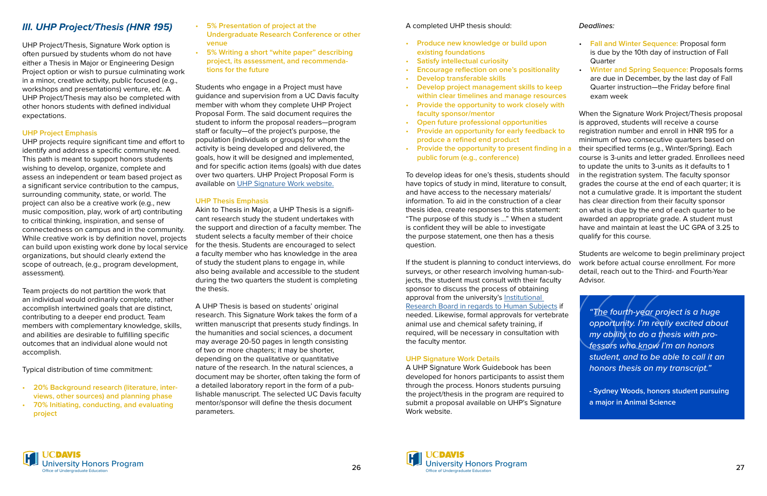## III. UHP Project/Thesis (HNR 195)

UHP Project/Thesis, Signature Work option is often pursued by students whom do not have either a Thesis in Major or Engineering Design Project option or wish to pursue culminating work in a minor, creative activity, public focused (e.g., workshops and presentations) venture, etc. A UHP Project/Thesis may also be completed with other honors students with defined individual expectations.

### UHP Project Emphasis

UHP projects require significant time and effort to identify and address a specific community need. This path is meant to support honors students wishing to develop, organize, complete and assess an independent or team based project as a significant service contribution to the campus, surrounding community, state, or world. The project can also be a creative work (e.g., new music composition, play, work of art) contributing to critical thinking, inspiration, and sense of connectedness on campus and in the community. While creative work is by definition novel, projects can build upon existing work done by local service organizations, but should clearly extend the scope of outreach, (e.g., program development, assessment).

Team projects do not partition the work that an individual would ordinarily complete, rather accomplish intertwined goals that are distinct, contributing to a deeper end product. Team members with complementary knowledge, skills, and abilities are desirable to fulfilling specific outcomes that an individual alone would not accomplish.

Typical distribution of time commitment:

- **20% Background research (literature, interviews, other sources) and planning phase**
- **70% Initiating, conducting, and evaluating project**
- **5% Presentation of project at the Undergraduate Research Conference or other venue**
- **5% Writing a short "white paper" describing project, its assessment, and recommendations for the future**

Students who engage in a Project must have guidance and supervision from a UC Davis faculty member with whom they complete UHP Project Proposal Form. The said document requires the student to inform the proposal readers—program staff or faculty—of the project's purpose, the population (individuals or groups) for whom the activity is being developed and delivered, the goals, how it will be designed and implemented, and for specific action items (goals) with due dates over two quarters. UHP Project Proposal Form is available on UHP Signature Work website.

### UHP Thesis Emphasis

Akin to Thesis in Major, a UHP Thesis is a significant research study the student undertakes with the support and direction of a faculty member. The student selects a faculty member of their choice for the thesis. Students are encouraged to select a faculty member who has knowledge in the area of study the student plans to engage in, while also being available and accessible to the student during the two quarters the student is completing the thesis.

A UHP Thesis is based on students' original research. This Signature Work takes the form of a written manuscript that presents study findings. In the humanities and social sciences, a document may average 20-50 pages in length consisting of two or more chapters; it may be shorter, depending on the qualitative or quantitative nature of the research. In the natural sciences, a document may be shorter, often taking the form of a detailed laboratory report in the form of a publishable manuscript. The selected UC Davis faculty mentor/sponsor will define the thesis document parameters.

A completed UHP thesis should:

- **Produce new knowledge or build upon existing foundations**
- **Satisfy intellectual curiosity**
- **Encourage reflection on one's positionality**
- **Develop transferable skills**
- **Develop project management skills to keep within clear timelines and manage resources**
- **Provide the opportunity to work closely with faculty sponsor/mentor**
- **Open future professional opportunities**
- **Provide an opportunity for early feedback to produce a refined end product**
- **Provide the opportunity to present finding in a public forum (e.g., conference)**

To develop ideas for one's thesis, students should have topics of study in mind, literature to consult, and have access to the necessary materials/information. To aid in the construction of a clear thesis idea, create responses to this statement: "The purpose of this study is ..." When a student is confident they will be able to investigate the purpose statement, one then has a thesis question.

If the student is planning to conduct interviews, do surveys, or other research involving human-subjects, the student must consult with their faculty sponsor to discuss the process of obtaining approval from the university's Institutional Research Board in regards to Human Subjects if needed. Likewise, formal approvals for vertebrate animal use and chemical safety training, if required, will be necessary in consultation with the faculty mentor.

### UHP Signature Work Details

A UHP Signature Work Guidebook has been developed for honors participants to assist them through the process. Honors students pursuing the project/thesis in the program are required to submit a proposal available on UHP's Signature Work website.

*Deadlines:*

- **Fall and Winter Sequence:** Proposal form is due by the 10th day of instruction of Fall Quarter
- **Winter and Spring Sequence:** Proposals forms are due in December, by the last day of Fall Quarter instruction—the Friday before final exam week

When the Signature Work Project/Thesis proposal is approved, students will receive a course registration number and enroll in HNR 195 for a minimum of two consecutive quarters based on their specified terms (e.g., Winter/Spring). Each course is 3-units and letter graded. Enrollees need to update the units to 3-units as it defaults to 1 in the registration system. The faculty sponsor grades the course at the end of each quarter; it is not a cumulative grade. It is important the student has clear direction from their faculty sponsor on what is due by the end of each quarter to be awarded an appropriate grade. A student must have and maintain at least the UC GPA of 3.25 to qualify for this course.

Students are welcome to begin preliminary project work before actual course enrollment. For more detail, reach out to the Third- and Fourth-Year Advisor.

*"The fourth-year project is a huge opportunity. I'm really excited about my ability to do a thesis with professors who know I'm an honors student, and to be able to call it an honors thesis on my transcript."*

**- Sydney Woods, honors student pursuing a major in Animal Science**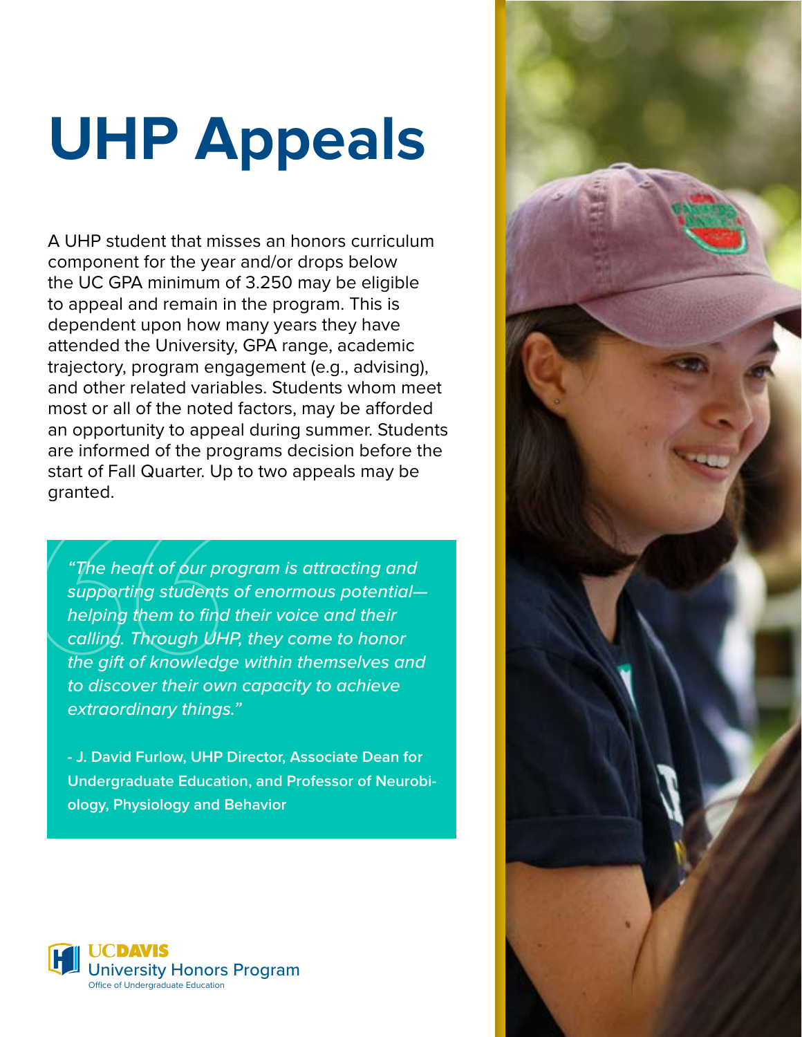# UHP Appeals

A UHP student that misses an honors curriculum component for the year and/or drops below the UC GPA minimum of 3.250 may be eligible to appeal and remain in the program. This is dependent upon how many years they have attended the University, GPA range, academic trajectory, program engagement (e.g., advising), and other related variables. Students whom meet most or all of the noted factors, may be afforded an opportunity to appeal during summer. Students are informed of the programs decision before the start of Fall Quarter. Up to two appeals may be granted.

*"The heart of our program is attracting and supporting students of enormous potential—helping them to find their voice and their calling. Through UHP, they come to honor the gift of knowledge within themselves and to discover their own capacity to achieve extraordinary things."*

**- J. David Furlow, UHP Director, Associate Dean for Undergraduate Education, and Professor of Neurobiology, Physiology and Behavior**

UC DAVIS
University Honors Program
Office of Undergraduate Education